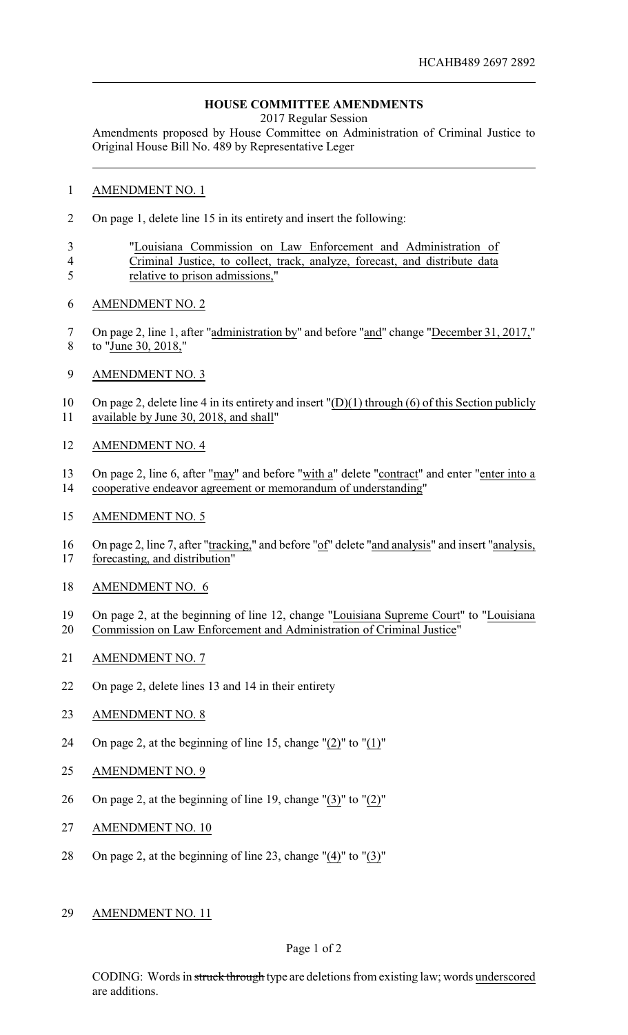HCAHB489 2697 2892

**HOUSE COMMITTEE AMENDMENTS**

2017 Regular Session

Amendments proposed by House Committee on Administration of Criminal Justice to Original House Bill No. 489 by Representative Leger

AMENDMENT NO. 1

On page 1, delete line 15 in its entirety and insert the following:

"Louisiana Commission on Law Enforcement and Administration of Criminal Justice, to collect, track, analyze, forecast, and distribute data relative to prison admissions,"

AMENDMENT NO. 2

On page 2, line 1, after "administration by" and before "and" change "December 31, 2017," to "June 30, 2018,"

AMENDMENT NO. 3

On page 2, delete line 4 in its entirety and insert "(D)(1) through (6) of this Section publicly available by June 30, 2018, and shall"

AMENDMENT NO. 4

On page 2, line 6, after "may" and before "with a" delete "contract" and enter "enter into a cooperative endeavor agreement or memorandum of understanding"

AMENDMENT NO. 5

On page 2, line 7, after "tracking," and before "of" delete "and analysis" and insert "analysis, forecasting, and distribution"

AMENDMENT NO. 6

On page 2, at the beginning of line 12, change "Louisiana Supreme Court" to "Louisiana Commission on Law Enforcement and Administration of Criminal Justice"

AMENDMENT NO. 7

On page 2, delete lines 13 and 14 in their entirety

AMENDMENT NO. 8

On page 2, at the beginning of line 15, change "(2)" to "(1)"

AMENDMENT NO. 9

On page 2, at the beginning of line 19, change "(3)" to "(2)"

AMENDMENT NO. 10

On page 2, at the beginning of line 23, change "(4)" to "(3)"

AMENDMENT NO. 11

CODING: Words in ~~struck through~~ type are deletions from existing law; words underscored are additions.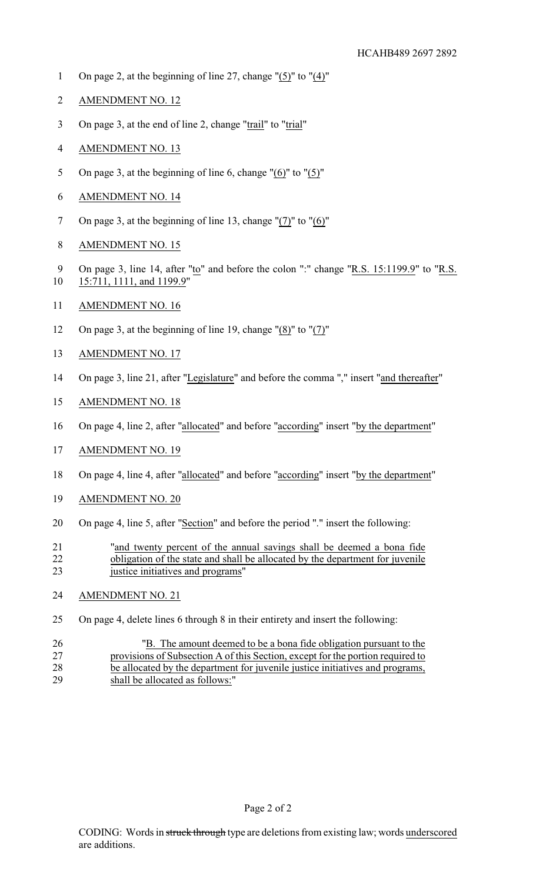On page 2, at the beginning of line 27, change "(5)" to "(4)"

AMENDMENT NO. 12

On page 3, at the end of line 2, change "trail" to "trial"

AMENDMENT NO. 13

On page 3, at the beginning of line 6, change "(6)" to "(5)"

AMENDMENT NO. 14

On page 3, at the beginning of line 13, change "(7)" to "(6)"

AMENDMENT NO. 15

On page 3, line 14, after "to" and before the colon ":" change "R.S. 15:1199.9" to "R.S. 15:711, 1111, and 1199.9"

AMENDMENT NO. 16

On page 3, at the beginning of line 19, change "(8)" to "(7)"

AMENDMENT NO. 17

On page 3, line 21, after "Legislature" and before the comma "," insert "and thereafter"

AMENDMENT NO. 18

On page 4, line 2, after "allocated" and before "according" insert "by the department"

AMENDMENT NO. 19

On page 4, line 4, after "allocated" and before "according" insert "by the department"

AMENDMENT NO. 20

On page 4, line 5, after "Section" and before the period "." insert the following:

"and twenty percent of the annual savings shall be deemed a bona fide obligation of the state and shall be allocated by the department for juvenile justice initiatives and programs"

AMENDMENT NO. 21

On page 4, delete lines 6 through 8 in their entirety and insert the following:

"B. The amount deemed to be a bona fide obligation pursuant to the provisions of Subsection A of this Section, except for the portion required to be allocated by the department for juvenile justice initiatives and programs, shall be allocated as follows:"